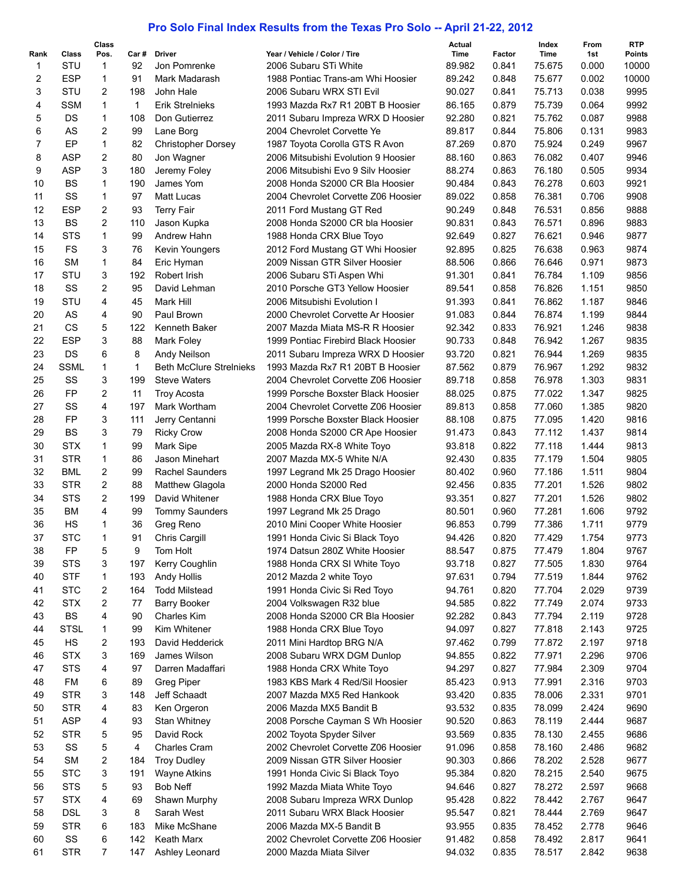## Pro Solo Final Index Results from the Texas Pro Solo -- April 21-22, 2012

| Rank | Class | Class Pos. | Car # | Driver | Year / Vehicle / Color / Tire | Actual Time | Factor | Index Time | From 1st | RTP Points |
|---|---|---|---|---|---|---|---|---|---|---|
| 1 | STU | 1 | 92 | Jon Pomrenke | 2006 Subaru STi White | 89.982 | 0.841 | 75.675 | 0.000 | 10000 |
| 2 | ESP | 1 | 91 | Mark Madarash | 1988 Pontiac Trans-am Whi Hoosier | 89.242 | 0.848 | 75.677 | 0.002 | 10000 |
| 3 | STU | 2 | 198 | John Hale | 2006 Subaru WRX STI Evil | 90.027 | 0.841 | 75.713 | 0.038 | 9995 |
| 4 | SSM | 1 | 1 | Erik Strelnieks | 1993 Mazda Rx7 R1 20BT B Hoosier | 86.165 | 0.879 | 75.739 | 0.064 | 9992 |
| 5 | DS | 1 | 108 | Don Gutierrez | 2011 Subaru Impreza WRX D Hoosier | 92.280 | 0.821 | 75.762 | 0.087 | 9988 |
| 6 | AS | 2 | 99 | Lane Borg | 2004 Chevrolet Corvette Ye | 89.817 | 0.844 | 75.806 | 0.131 | 9983 |
| 7 | EP | 1 | 82 | Christopher Dorsey | 1987 Toyota Corolla GTS R Avon | 87.269 | 0.870 | 75.924 | 0.249 | 9967 |
| 8 | ASP | 2 | 80 | Jon Wagner | 2006 Mitsubishi Evolution 9 Hoosier | 88.160 | 0.863 | 76.082 | 0.407 | 9946 |
| 9 | ASP | 3 | 180 | Jeremy Foley | 2006 Mitsubishi Evo 9 Silv Hoosier | 88.274 | 0.863 | 76.180 | 0.505 | 9934 |
| 10 | BS | 1 | 190 | James Yom | 2008 Honda S2000 CR Bla Hoosier | 90.484 | 0.843 | 76.278 | 0.603 | 9921 |
| 11 | SS | 1 | 97 | Matt Lucas | 2004 Chevrolet Corvette Z06 Hoosier | 89.022 | 0.858 | 76.381 | 0.706 | 9908 |
| 12 | ESP | 2 | 93 | Terry Fair | 2011 Ford Mustang GT Red | 90.249 | 0.848 | 76.531 | 0.856 | 9888 |
| 13 | BS | 2 | 110 | Jason Kupka | 2008 Honda S2000 CR bla Hoosier | 90.831 | 0.843 | 76.571 | 0.896 | 9883 |
| 14 | STS | 1 | 99 | Andrew Hahn | 1988 Honda CRX Blue Toyo | 92.649 | 0.827 | 76.621 | 0.946 | 9877 |
| 15 | FS | 3 | 76 | Kevin Youngers | 2012 Ford Mustang GT Whi Hoosier | 92.895 | 0.825 | 76.638 | 0.963 | 9874 |
| 16 | SM | 1 | 84 | Eric Hyman | 2009 Nissan GTR Silver Hoosier | 88.506 | 0.866 | 76.646 | 0.971 | 9873 |
| 17 | STU | 3 | 192 | Robert Irish | 2006 Subaru STi Aspen Whi | 91.301 | 0.841 | 76.784 | 1.109 | 9856 |
| 18 | SS | 2 | 95 | David Lehman | 2010 Porsche GT3 Yellow Hoosier | 89.541 | 0.858 | 76.826 | 1.151 | 9850 |
| 19 | STU | 4 | 45 | Mark Hill | 2006 Mitsubishi Evolution I | 91.393 | 0.841 | 76.862 | 1.187 | 9846 |
| 20 | AS | 4 | 90 | Paul Brown | 2000 Chevrolet Corvette Ar Hoosier | 91.083 | 0.844 | 76.874 | 1.199 | 9844 |
| 21 | CS | 5 | 122 | Kenneth Baker | 2007 Mazda Miata MS-R R Hoosier | 92.342 | 0.833 | 76.921 | 1.246 | 9838 |
| 22 | ESP | 3 | 88 | Mark Foley | 1999 Pontiac Firebird Black Hoosier | 90.733 | 0.848 | 76.942 | 1.267 | 9835 |
| 23 | DS | 6 | 8 | Andy Neilson | 2011 Subaru Impreza WRX D Hoosier | 93.720 | 0.821 | 76.944 | 1.269 | 9835 |
| 24 | SSML | 1 | 1 | Beth McClure Strelnieks | 1993 Mazda Rx7 R1 20BT B Hoosier | 87.562 | 0.879 | 76.967 | 1.292 | 9832 |
| 25 | SS | 3 | 199 | Steve Waters | 2004 Chevrolet Corvette Z06 Hoosier | 89.718 | 0.858 | 76.978 | 1.303 | 9831 |
| 26 | FP | 2 | 11 | Troy Acosta | 1999 Porsche Boxster Black Hoosier | 88.025 | 0.875 | 77.022 | 1.347 | 9825 |
| 27 | SS | 4 | 197 | Mark Wortham | 2004 Chevrolet Corvette Z06 Hoosier | 89.813 | 0.858 | 77.060 | 1.385 | 9820 |
| 28 | FP | 3 | 111 | Jerry Centanni | 1999 Porsche Boxster Black Hoosier | 88.108 | 0.875 | 77.095 | 1.420 | 9816 |
| 29 | BS | 3 | 79 | Ricky Crow | 2008 Honda S2000 CR Ape Hoosier | 91.473 | 0.843 | 77.112 | 1.437 | 9814 |
| 30 | STX | 1 | 99 | Mark Sipe | 2005 Mazda RX-8 White Toyo | 93.818 | 0.822 | 77.118 | 1.444 | 9813 |
| 31 | STR | 1 | 86 | Jason Minehart | 2007 Mazda MX-5 White N/A | 92.430 | 0.835 | 77.179 | 1.504 | 9805 |
| 32 | BML | 2 | 99 | Rachel Saunders | 1997 Legrand Mk 25 Drago Hoosier | 80.402 | 0.960 | 77.186 | 1.511 | 9804 |
| 33 | STR | 2 | 88 | Matthew Glagola | 2000 Honda S2000 Red | 92.456 | 0.835 | 77.201 | 1.526 | 9802 |
| 34 | STS | 2 | 199 | David Whitener | 1988 Honda CRX Blue Toyo | 93.351 | 0.827 | 77.201 | 1.526 | 9802 |
| 35 | BM | 4 | 99 | Tommy Saunders | 1997 Legrand Mk 25 Drago | 80.501 | 0.960 | 77.281 | 1.606 | 9792 |
| 36 | HS | 1 | 36 | Greg Reno | 2010 Mini Cooper White Hoosier | 96.853 | 0.799 | 77.386 | 1.711 | 9779 |
| 37 | STC | 1 | 91 | Chris Cargill | 1991 Honda Civic Si Black Toyo | 94.426 | 0.820 | 77.429 | 1.754 | 9773 |
| 38 | FP | 5 | 9 | Tom Holt | 1974 Datsun 280Z White Hoosier | 88.547 | 0.875 | 77.479 | 1.804 | 9767 |
| 39 | STS | 3 | 197 | Kerry Coughlin | 1988 Honda CRX SI White Toyo | 93.718 | 0.827 | 77.505 | 1.830 | 9764 |
| 40 | STF | 1 | 193 | Andy Hollis | 2012 Mazda 2 white Toyo | 97.631 | 0.794 | 77.519 | 1.844 | 9762 |
| 41 | STC | 2 | 164 | Todd Milstead | 1991 Honda Civic Si Red Toyo | 94.761 | 0.820 | 77.704 | 2.029 | 9739 |
| 42 | STX | 2 | 77 | Barry Booker | 2004 Volkswagen R32 blue | 94.585 | 0.822 | 77.749 | 2.074 | 9733 |
| 43 | BS | 4 | 90 | Charles Kim | 2008 Honda S2000 CR Bla Hoosier | 92.282 | 0.843 | 77.794 | 2.119 | 9728 |
| 44 | STSL | 1 | 99 | Kim Whitener | 1988 Honda CRX Blue Toyo | 94.097 | 0.827 | 77.818 | 2.143 | 9725 |
| 45 | HS | 2 | 193 | David Hedderick | 2011 Mini Hardtop BRG N/A | 97.462 | 0.799 | 77.872 | 2.197 | 9718 |
| 46 | STX | 3 | 169 | James Wilson | 2008 Subaru WRX DGM Dunlop | 94.855 | 0.822 | 77.971 | 2.296 | 9706 |
| 47 | STS | 4 | 97 | Darren Madaffari | 1988 Honda CRX White Toyo | 94.297 | 0.827 | 77.984 | 2.309 | 9704 |
| 48 | FM | 6 | 89 | Greg Piper | 1983 KBS Mark 4 Red/Sil Hoosier | 85.423 | 0.913 | 77.991 | 2.316 | 9703 |
| 49 | STR | 3 | 148 | Jeff Schaadt | 2007 Mazda MX5 Red Hankook | 93.420 | 0.835 | 78.006 | 2.331 | 9701 |
| 50 | STR | 4 | 83 | Ken Orgeron | 2006 Mazda MX5 Bandit B | 93.532 | 0.835 | 78.099 | 2.424 | 9690 |
| 51 | ASP | 4 | 93 | Stan Whitney | 2008 Porsche Cayman S Wh Hoosier | 90.520 | 0.863 | 78.119 | 2.444 | 9687 |
| 52 | STR | 5 | 95 | David Rock | 2002 Toyota Spyder Silver | 93.569 | 0.835 | 78.130 | 2.455 | 9686 |
| 53 | SS | 5 | 4 | Charles Cram | 2002 Chevrolet Corvette Z06 Hoosier | 91.096 | 0.858 | 78.160 | 2.486 | 9682 |
| 54 | SM | 2 | 184 | Troy Dudley | 2009 Nissan GTR Silver Hoosier | 90.303 | 0.866 | 78.202 | 2.528 | 9677 |
| 55 | STC | 3 | 191 | Wayne Atkins | 1991 Honda Civic Si Black Toyo | 95.384 | 0.820 | 78.215 | 2.540 | 9675 |
| 56 | STS | 5 | 93 | Bob Neff | 1992 Mazda Miata White Toyo | 94.646 | 0.827 | 78.272 | 2.597 | 9668 |
| 57 | STX | 4 | 69 | Shawn Murphy | 2008 Subaru Impreza WRX Dunlop | 95.428 | 0.822 | 78.442 | 2.767 | 9647 |
| 58 | DSL | 3 | 8 | Sarah West | 2011 Subaru WRX Black Hoosier | 95.547 | 0.821 | 78.444 | 2.769 | 9647 |
| 59 | STR | 6 | 183 | Mike McShane | 2006 Mazda MX-5 Bandit B | 93.955 | 0.835 | 78.452 | 2.778 | 9646 |
| 60 | SS | 6 | 142 | Keath Marx | 2002 Chevrolet Corvette Z06 Hoosier | 91.482 | 0.858 | 78.492 | 2.817 | 9641 |
| 61 | STR | 7 | 147 | Ashley Leonard | 2000 Mazda Miata Silver | 94.032 | 0.835 | 78.517 | 2.842 | 9638 |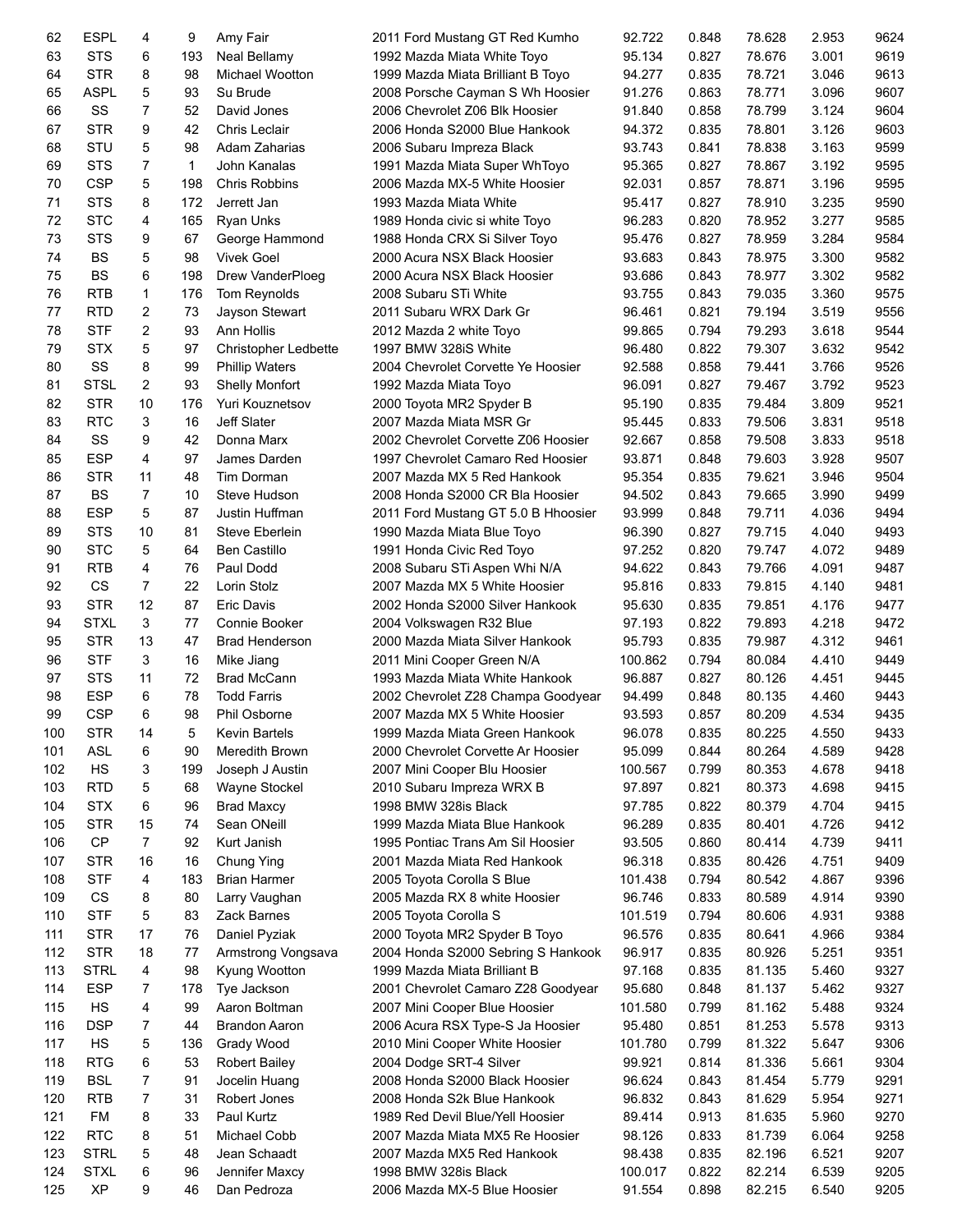| | | | | | | | | | | |
|---|---|---|---|---|---|---|---|---|---|---|
| 62 | ESPL | 4 | 9 | Amy Fair | 2011 Ford Mustang GT Red Kumho | 92.722 | 0.848 | 78.628 | 2.953 | 9624 |
| 63 | STS | 6 | 193 | Neal Bellamy | 1992 Mazda Miata White Toyo | 95.134 | 0.827 | 78.676 | 3.001 | 9619 |
| 64 | STR | 8 | 98 | Michael Wootton | 1999 Mazda Miata Brilliant B Toyo | 94.277 | 0.835 | 78.721 | 3.046 | 9613 |
| 65 | ASPL | 5 | 93 | Su Brude | 2008 Porsche Cayman S Wh Hoosier | 91.276 | 0.863 | 78.771 | 3.096 | 9607 |
| 66 | SS | 7 | 52 | David Jones | 2006 Chevrolet Z06 Blk Hoosier | 91.840 | 0.858 | 78.799 | 3.124 | 9604 |
| 67 | STR | 9 | 42 | Chris Leclair | 2006 Honda S2000 Blue Hankook | 94.372 | 0.835 | 78.801 | 3.126 | 9603 |
| 68 | STU | 5 | 98 | Adam Zaharias | 2006 Subaru Impreza Black | 93.743 | 0.841 | 78.838 | 3.163 | 9599 |
| 69 | STS | 7 | 1 | John Kanalas | 1991 Mazda Miata Super WhToyo | 95.365 | 0.827 | 78.867 | 3.192 | 9595 |
| 70 | CSP | 5 | 198 | Chris Robbins | 2006 Mazda MX-5 White Hoosier | 92.031 | 0.857 | 78.871 | 3.196 | 9595 |
| 71 | STS | 8 | 172 | Jerrett Jan | 1993 Mazda Miata White | 95.417 | 0.827 | 78.910 | 3.235 | 9590 |
| 72 | STC | 4 | 165 | Ryan Unks | 1989 Honda civic si white Toyo | 96.283 | 0.820 | 78.952 | 3.277 | 9585 |
| 73 | STS | 9 | 67 | George Hammond | 1988 Honda CRX Si Silver Toyo | 95.476 | 0.827 | 78.959 | 3.284 | 9584 |
| 74 | BS | 5 | 98 | Vivek Goel | 2000 Acura NSX Black Hoosier | 93.683 | 0.843 | 78.975 | 3.300 | 9582 |
| 75 | BS | 6 | 198 | Drew VanderPloeg | 2000 Acura NSX Black Hoosier | 93.686 | 0.843 | 78.977 | 3.302 | 9582 |
| 76 | RTB | 1 | 176 | Tom Reynolds | 2008 Subaru STi White | 93.755 | 0.843 | 79.035 | 3.360 | 9575 |
| 77 | RTD | 2 | 73 | Jayson Stewart | 2011 Subaru WRX Dark Gr | 96.461 | 0.821 | 79.194 | 3.519 | 9556 |
| 78 | STF | 2 | 93 | Ann Hollis | 2012 Mazda 2 white Toyo | 99.865 | 0.794 | 79.293 | 3.618 | 9544 |
| 79 | STX | 5 | 97 | Christopher Ledbette | 1997 BMW 328iS White | 96.480 | 0.822 | 79.307 | 3.632 | 9542 |
| 80 | SS | 8 | 99 | Phillip Waters | 2004 Chevrolet Corvette Ye Hoosier | 92.588 | 0.858 | 79.441 | 3.766 | 9526 |
| 81 | STSL | 2 | 93 | Shelly Monfort | 1992 Mazda Miata Toyo | 96.091 | 0.827 | 79.467 | 3.792 | 9523 |
| 82 | STR | 10 | 176 | Yuri Kouznetsov | 2000 Toyota MR2 Spyder B | 95.190 | 0.835 | 79.484 | 3.809 | 9521 |
| 83 | RTC | 3 | 16 | Jeff Slater | 2007 Mazda Miata MSR Gr | 95.445 | 0.833 | 79.506 | 3.831 | 9518 |
| 84 | SS | 9 | 42 | Donna Marx | 2002 Chevrolet Corvette Z06 Hoosier | 92.667 | 0.858 | 79.508 | 3.833 | 9518 |
| 85 | ESP | 4 | 97 | James Darden | 1997 Chevrolet Camaro Red Hoosier | 93.871 | 0.848 | 79.603 | 3.928 | 9507 |
| 86 | STR | 11 | 48 | Tim Dorman | 2007 Mazda MX 5 Red Hankook | 95.354 | 0.835 | 79.621 | 3.946 | 9504 |
| 87 | BS | 7 | 10 | Steve Hudson | 2008 Honda S2000 CR Bla Hoosier | 94.502 | 0.843 | 79.665 | 3.990 | 9499 |
| 88 | ESP | 5 | 87 | Justin Huffman | 2011 Ford Mustang GT 5.0 B Hhoosier | 93.999 | 0.848 | 79.711 | 4.036 | 9494 |
| 89 | STS | 10 | 81 | Steve Eberlein | 1990 Mazda Miata Blue Toyo | 96.390 | 0.827 | 79.715 | 4.040 | 9493 |
| 90 | STC | 5 | 64 | Ben Castillo | 1991 Honda Civic Red Toyo | 97.252 | 0.820 | 79.747 | 4.072 | 9489 |
| 91 | RTB | 4 | 76 | Paul Dodd | 2008 Subaru STi Aspen Whi N/A | 94.622 | 0.843 | 79.766 | 4.091 | 9487 |
| 92 | CS | 7 | 22 | Lorin Stolz | 2007 Mazda MX 5 White Hoosier | 95.816 | 0.833 | 79.815 | 4.140 | 9481 |
| 93 | STR | 12 | 87 | Eric Davis | 2002 Honda S2000 Silver Hankook | 95.630 | 0.835 | 79.851 | 4.176 | 9477 |
| 94 | STXL | 3 | 77 | Connie Booker | 2004 Volkswagen R32 Blue | 97.193 | 0.822 | 79.893 | 4.218 | 9472 |
| 95 | STR | 13 | 47 | Brad Henderson | 2000 Mazda Miata Silver Hankook | 95.793 | 0.835 | 79.987 | 4.312 | 9461 |
| 96 | STF | 3 | 16 | Mike Jiang | 2011 Mini Cooper Green N/A | 100.862 | 0.794 | 80.084 | 4.410 | 9449 |
| 97 | STS | 11 | 72 | Brad McCann | 1993 Mazda Miata White Hankook | 96.887 | 0.827 | 80.126 | 4.451 | 9445 |
| 98 | ESP | 6 | 78 | Todd Farris | 2002 Chevrolet Z28 Champa Goodyear | 94.499 | 0.848 | 80.135 | 4.460 | 9443 |
| 99 | CSP | 6 | 98 | Phil Osborne | 2007 Mazda MX 5 White Hoosier | 93.593 | 0.857 | 80.209 | 4.534 | 9435 |
| 100 | STR | 14 | 5 | Kevin Bartels | 1999 Mazda Miata Green Hankook | 96.078 | 0.835 | 80.225 | 4.550 | 9433 |
| 101 | ASL | 6 | 90 | Meredith Brown | 2000 Chevrolet Corvette Ar Hoosier | 95.099 | 0.844 | 80.264 | 4.589 | 9428 |
| 102 | HS | 3 | 199 | Joseph J Austin | 2007 Mini Cooper Blu Hoosier | 100.567 | 0.799 | 80.353 | 4.678 | 9418 |
| 103 | RTD | 5 | 68 | Wayne Stockel | 2010 Subaru Impreza WRX B | 97.897 | 0.821 | 80.373 | 4.698 | 9415 |
| 104 | STX | 6 | 96 | Brad Maxcy | 1998 BMW 328is Black | 97.785 | 0.822 | 80.379 | 4.704 | 9415 |
| 105 | STR | 15 | 74 | Sean ONeill | 1999 Mazda Miata Blue Hankook | 96.289 | 0.835 | 80.401 | 4.726 | 9412 |
| 106 | CP | 7 | 92 | Kurt Janish | 1995 Pontiac Trans Am Sil Hoosier | 93.505 | 0.860 | 80.414 | 4.739 | 9411 |
| 107 | STR | 16 | 16 | Chung Ying | 2001 Mazda Miata Red Hankook | 96.318 | 0.835 | 80.426 | 4.751 | 9409 |
| 108 | STF | 4 | 183 | Brian Harmer | 2005 Toyota Corolla S Blue | 101.438 | 0.794 | 80.542 | 4.867 | 9396 |
| 109 | CS | 8 | 80 | Larry Vaughan | 2005 Mazda RX 8 white Hoosier | 96.746 | 0.833 | 80.589 | 4.914 | 9390 |
| 110 | STF | 5 | 83 | Zack Barnes | 2005 Toyota Corolla S | 101.519 | 0.794 | 80.606 | 4.931 | 9388 |
| 111 | STR | 17 | 76 | Daniel Pyziak | 2000 Toyota MR2 Spyder B Toyo | 96.576 | 0.835 | 80.641 | 4.966 | 9384 |
| 112 | STR | 18 | 77 | Armstrong Vongsava | 2004 Honda S2000 Sebring S Hankook | 96.917 | 0.835 | 80.926 | 5.251 | 9351 |
| 113 | STRL | 4 | 98 | Kyung Wootton | 1999 Mazda Miata Brilliant B | 97.168 | 0.835 | 81.135 | 5.460 | 9327 |
| 114 | ESP | 7 | 178 | Tye Jackson | 2001 Chevrolet Camaro Z28 Goodyear | 95.680 | 0.848 | 81.137 | 5.462 | 9327 |
| 115 | HS | 4 | 99 | Aaron Boltman | 2007 Mini Cooper Blue Hoosier | 101.580 | 0.799 | 81.162 | 5.488 | 9324 |
| 116 | DSP | 7 | 44 | Brandon Aaron | 2006 Acura RSX Type-S Ja Hoosier | 95.480 | 0.851 | 81.253 | 5.578 | 9313 |
| 117 | HS | 5 | 136 | Grady Wood | 2010 Mini Cooper White Hoosier | 101.780 | 0.799 | 81.322 | 5.647 | 9306 |
| 118 | RTG | 6 | 53 | Robert Bailey | 2004 Dodge SRT-4 Silver | 99.921 | 0.814 | 81.336 | 5.661 | 9304 |
| 119 | BSL | 7 | 91 | Jocelin Huang | 2008 Honda S2000 Black Hoosier | 96.624 | 0.843 | 81.454 | 5.779 | 9291 |
| 120 | RTB | 7 | 31 | Robert Jones | 2008 Honda S2k Blue Hankook | 96.832 | 0.843 | 81.629 | 5.954 | 9271 |
| 121 | FM | 8 | 33 | Paul Kurtz | 1989 Red Devil Blue/Yell Hoosier | 89.414 | 0.913 | 81.635 | 5.960 | 9270 |
| 122 | RTC | 8 | 51 | Michael Cobb | 2007 Mazda Miata MX5 Re Hoosier | 98.126 | 0.833 | 81.739 | 6.064 | 9258 |
| 123 | STRL | 5 | 48 | Jean Schaadt | 2007 Mazda MX5 Red Hankook | 98.438 | 0.835 | 82.196 | 6.521 | 9207 |
| 124 | STXL | 6 | 96 | Jennifer Maxcy | 1998 BMW 328is Black | 100.017 | 0.822 | 82.214 | 6.539 | 9205 |
| 125 | XP | 9 | 46 | Dan Pedroza | 2006 Mazda MX-5 Blue Hoosier | 91.554 | 0.898 | 82.215 | 6.540 | 9205 |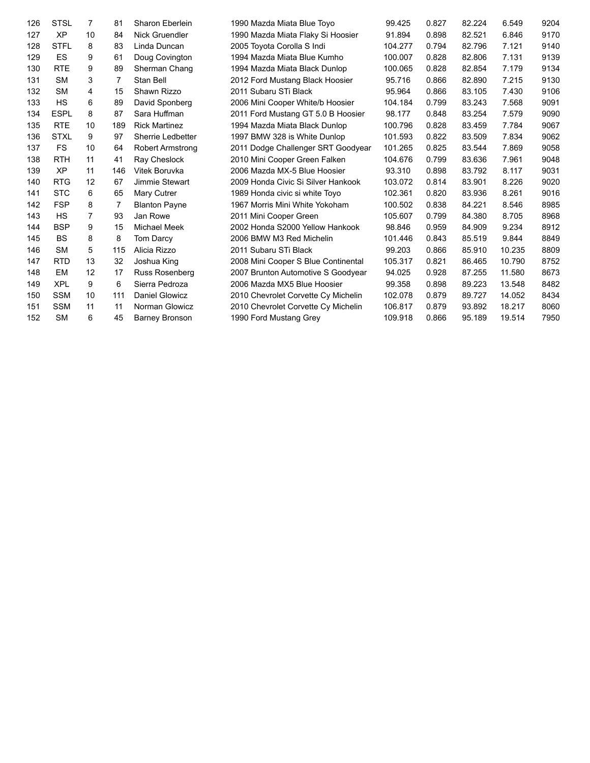| | | | | | | | | | | |
|---|---|---|---|---|---|---|---|---|---|---|
| 126 | STSL | 7 | 81 | Sharon Eberlein | 1990 Mazda Miata Blue Toyo | 99.425 | 0.827 | 82.224 | 6.549 | 9204 |
| 127 | XP | 10 | 84 | Nick Gruendler | 1990 Mazda Miata Flaky Si Hoosier | 91.894 | 0.898 | 82.521 | 6.846 | 9170 |
| 128 | STFL | 8 | 83 | Linda Duncan | 2005 Toyota Corolla S Indi | 104.277 | 0.794 | 82.796 | 7.121 | 9140 |
| 129 | ES | 9 | 61 | Doug Covington | 1994 Mazda Miata Blue Kumho | 100.007 | 0.828 | 82.806 | 7.131 | 9139 |
| 130 | RTE | 9 | 89 | Sherman Chang | 1994 Mazda Miata Black Dunlop | 100.065 | 0.828 | 82.854 | 7.179 | 9134 |
| 131 | SM | 3 | 7 | Stan Bell | 2012 Ford Mustang Black Hoosier | 95.716 | 0.866 | 82.890 | 7.215 | 9130 |
| 132 | SM | 4 | 15 | Shawn Rizzo | 2011 Subaru STi Black | 95.964 | 0.866 | 83.105 | 7.430 | 9106 |
| 133 | HS | 6 | 89 | David Sponberg | 2006 Mini Cooper White/b Hoosier | 104.184 | 0.799 | 83.243 | 7.568 | 9091 |
| 134 | ESPL | 8 | 87 | Sara Huffman | 2011 Ford Mustang GT 5.0 B Hoosier | 98.177 | 0.848 | 83.254 | 7.579 | 9090 |
| 135 | RTE | 10 | 189 | Rick Martinez | 1994 Mazda Miata Black Dunlop | 100.796 | 0.828 | 83.459 | 7.784 | 9067 |
| 136 | STXL | 9 | 97 | Sherrie Ledbetter | 1997 BMW 328 is White Dunlop | 101.593 | 0.822 | 83.509 | 7.834 | 9062 |
| 137 | FS | 10 | 64 | Robert Armstrong | 2011 Dodge Challenger SRT Goodyear | 101.265 | 0.825 | 83.544 | 7.869 | 9058 |
| 138 | RTH | 11 | 41 | Ray Cheslock | 2010 Mini Cooper Green Falken | 104.676 | 0.799 | 83.636 | 7.961 | 9048 |
| 139 | XP | 11 | 146 | Vitek Boruvka | 2006 Mazda MX-5 Blue Hoosier | 93.310 | 0.898 | 83.792 | 8.117 | 9031 |
| 140 | RTG | 12 | 67 | Jimmie Stewart | 2009 Honda Civic Si Silver Hankook | 103.072 | 0.814 | 83.901 | 8.226 | 9020 |
| 141 | STC | 6 | 65 | Mary Cutrer | 1989 Honda civic si white Toyo | 102.361 | 0.820 | 83.936 | 8.261 | 9016 |
| 142 | FSP | 8 | 7 | Blanton Payne | 1967 Morris Mini White Yokoham | 100.502 | 0.838 | 84.221 | 8.546 | 8985 |
| 143 | HS | 7 | 93 | Jan Rowe | 2011 Mini Cooper Green | 105.607 | 0.799 | 84.380 | 8.705 | 8968 |
| 144 | BSP | 9 | 15 | Michael Meek | 2002 Honda S2000 Yellow Hankook | 98.846 | 0.959 | 84.909 | 9.234 | 8912 |
| 145 | BS | 8 | 8 | Tom Darcy | 2006 BMW M3 Red Michelin | 101.446 | 0.843 | 85.519 | 9.844 | 8849 |
| 146 | SM | 5 | 115 | Alicia Rizzo | 2011 Subaru STi Black | 99.203 | 0.866 | 85.910 | 10.235 | 8809 |
| 147 | RTD | 13 | 32 | Joshua King | 2008 Mini Cooper S Blue Continental | 105.317 | 0.821 | 86.465 | 10.790 | 8752 |
| 148 | EM | 12 | 17 | Russ Rosenberg | 2007 Brunton Automotive S Goodyear | 94.025 | 0.928 | 87.255 | 11.580 | 8673 |
| 149 | XPL | 9 | 6 | Sierra Pedroza | 2006 Mazda MX5 Blue Hoosier | 99.358 | 0.898 | 89.223 | 13.548 | 8482 |
| 150 | SSM | 10 | 111 | Daniel Glowicz | 2010 Chevrolet Corvette Cy Michelin | 102.078 | 0.879 | 89.727 | 14.052 | 8434 |
| 151 | SSM | 11 | 11 | Norman Glowicz | 2010 Chevrolet Corvette Cy Michelin | 106.817 | 0.879 | 93.892 | 18.217 | 8060 |
| 152 | SM | 6 | 45 | Barney Bronson | 1990 Ford Mustang Grey | 109.918 | 0.866 | 95.189 | 19.514 | 7950 |